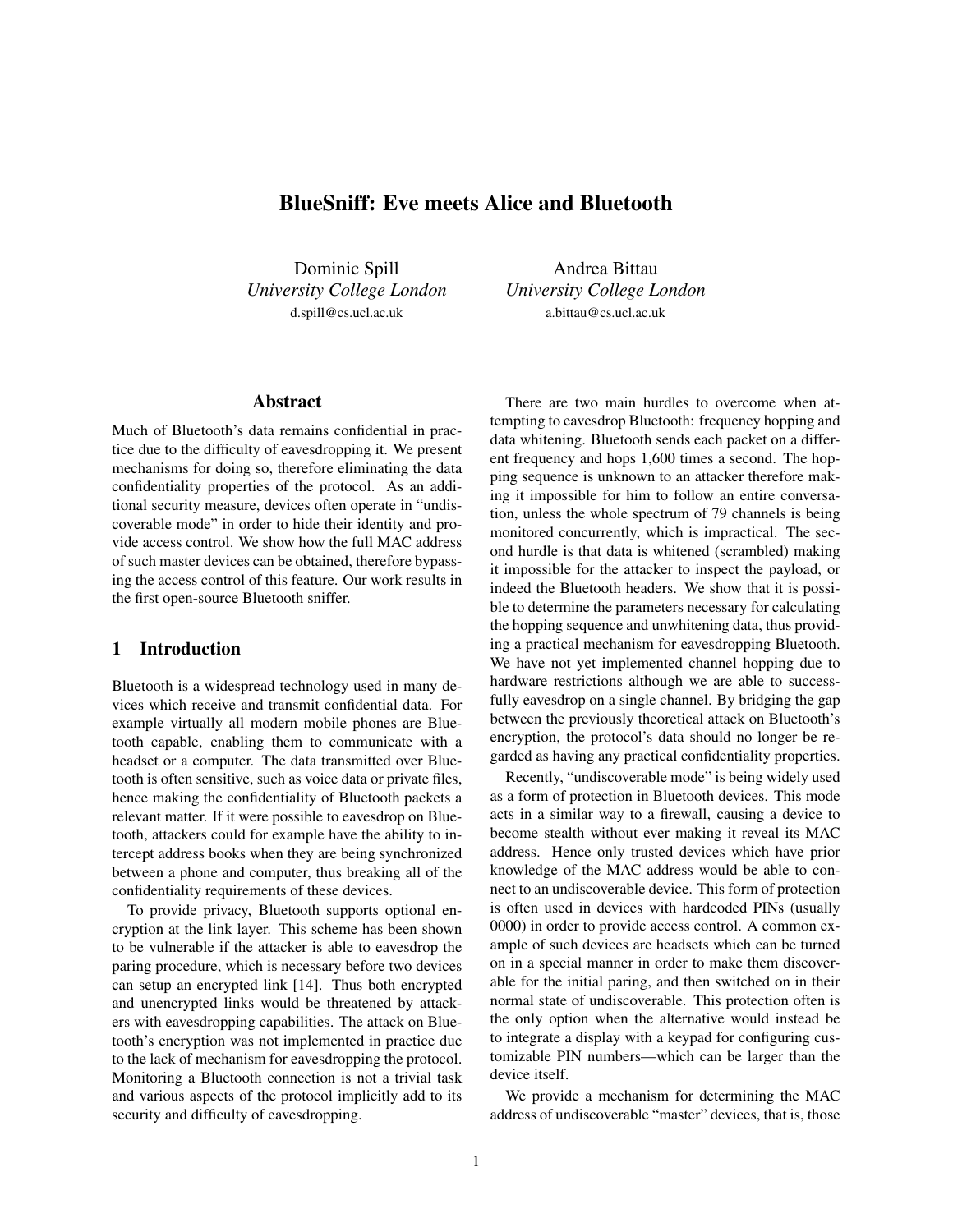# BlueSniff: Eve meets Alice and Bluetooth

Dominic Spill
*University College London*
d.spill@cs.ucl.ac.uk

Andrea Bittau
*University College London*
a.bittau@cs.ucl.ac.uk

## Abstract

Much of Bluetooth's data remains confidential in practice due to the difficulty of eavesdropping it. We present mechanisms for doing so, therefore eliminating the data confidentiality properties of the protocol. As an additional security measure, devices often operate in "undiscoverable mode" in order to hide their identity and provide access control. We show how the full MAC address of such master devices can be obtained, therefore bypassing the access control of this feature. Our work results in the first open-source Bluetooth sniffer.

## 1 Introduction

Bluetooth is a widespread technology used in many devices which receive and transmit confidential data. For example virtually all modern mobile phones are Bluetooth capable, enabling them to communicate with a headset or a computer. The data transmitted over Bluetooth is often sensitive, such as voice data or private files, hence making the confidentiality of Bluetooth packets a relevant matter. If it were possible to eavesdrop on Bluetooth, attackers could for example have the ability to intercept address books when they are being synchronized between a phone and computer, thus breaking all of the confidentiality requirements of these devices.

To provide privacy, Bluetooth supports optional encryption at the link layer. This scheme has been shown to be vulnerable if the attacker is able to eavesdrop the paring procedure, which is necessary before two devices can setup an encrypted link [14]. Thus both encrypted and unencrypted links would be threatened by attackers with eavesdropping capabilities. The attack on Bluetooth's encryption was not implemented in practice due to the lack of mechanism for eavesdropping the protocol. Monitoring a Bluetooth connection is not a trivial task and various aspects of the protocol implicitly add to its security and difficulty of eavesdropping.

There are two main hurdles to overcome when attempting to eavesdrop Bluetooth: frequency hopping and data whitening. Bluetooth sends each packet on a different frequency and hops 1,600 times a second. The hopping sequence is unknown to an attacker therefore making it impossible for him to follow an entire conversation, unless the whole spectrum of 79 channels is being monitored concurrently, which is impractical. The second hurdle is that data is whitened (scrambled) making it impossible for the attacker to inspect the payload, or indeed the Bluetooth headers. We show that it is possible to determine the parameters necessary for calculating the hopping sequence and unwhitening data, thus providing a practical mechanism for eavesdropping Bluetooth. We have not yet implemented channel hopping due to hardware restrictions although we are able to successfully eavesdrop on a single channel. By bridging the gap between the previously theoretical attack on Bluetooth's encryption, the protocol's data should no longer be regarded as having any practical confidentiality properties.

Recently, "undiscoverable mode" is being widely used as a form of protection in Bluetooth devices. This mode acts in a similar way to a firewall, causing a device to become stealth without ever making it reveal its MAC address. Hence only trusted devices which have prior knowledge of the MAC address would be able to connect to an undiscoverable device. This form of protection is often used in devices with hardcoded PINs (usually 0000) in order to provide access control. A common example of such devices are headsets which can be turned on in a special manner in order to make them discoverable for the initial paring, and then switched on in their normal state of undiscoverable. This protection often is the only option when the alternative would instead be to integrate a display with a keypad for configuring customizable PIN numbers—which can be larger than the device itself.

We provide a mechanism for determining the MAC address of undiscoverable "master" devices, that is, those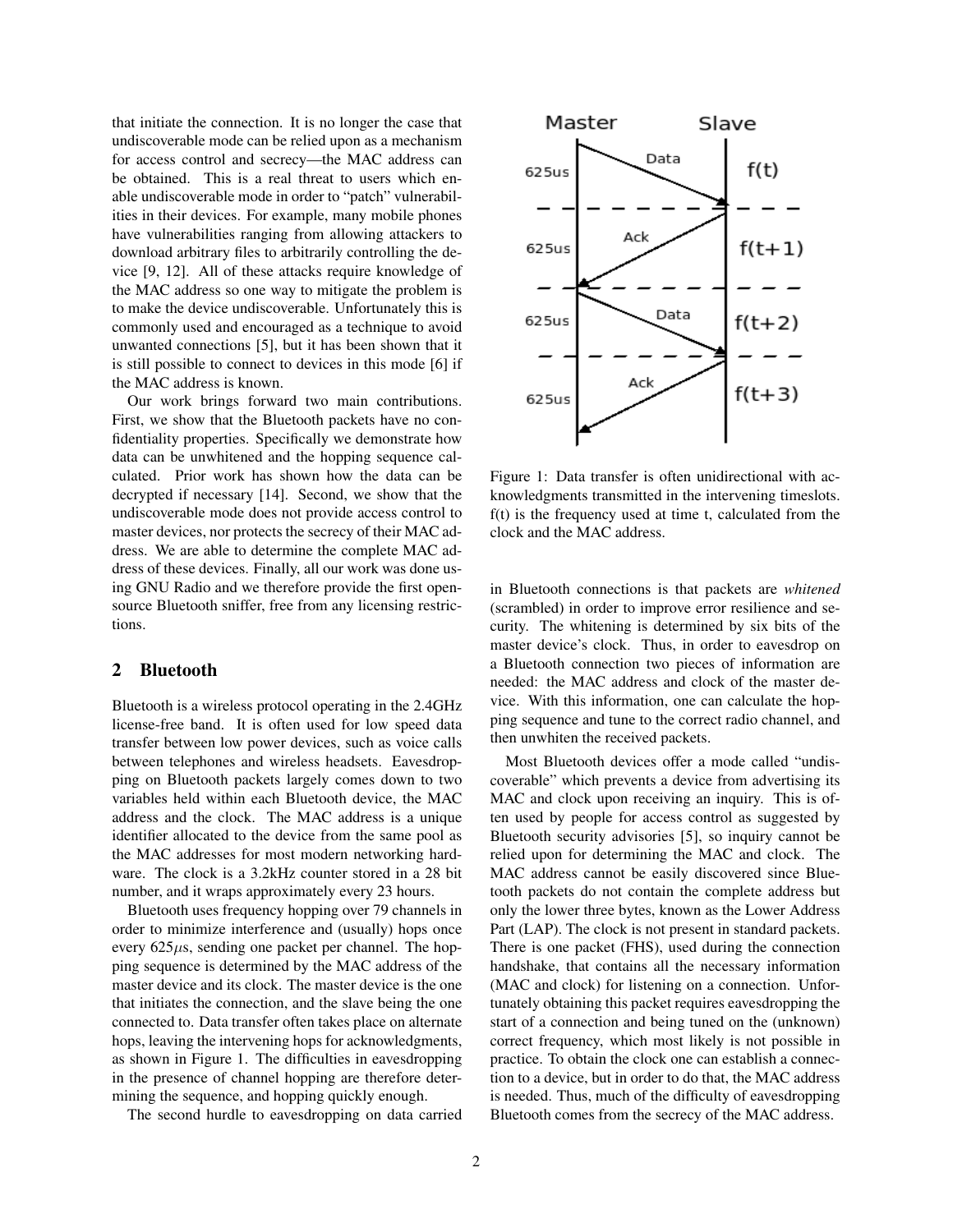that initiate the connection. It is no longer the case that undiscoverable mode can be relied upon as a mechanism for access control and secrecy—the MAC address can be obtained. This is a real threat to users which enable undiscoverable mode in order to "patch" vulnerabilities in their devices. For example, many mobile phones have vulnerabilities ranging from allowing attackers to download arbitrary files to arbitrarily controlling the device [9, 12]. All of these attacks require knowledge of the MAC address so one way to mitigate the problem is to make the device undiscoverable. Unfortunately this is commonly used and encouraged as a technique to avoid unwanted connections [5], but it has been shown that it is still possible to connect to devices in this mode [6] if the MAC address is known.

Our work brings forward two main contributions. First, we show that the Bluetooth packets have no confidentiality properties. Specifically we demonstrate how data can be unwhitened and the hopping sequence calculated. Prior work has shown how the data can be decrypted if necessary [14]. Second, we show that the undiscoverable mode does not provide access control to master devices, nor protects the secrecy of their MAC address. We are able to determine the complete MAC address of these devices. Finally, all our work was done using GNU Radio and we therefore provide the first open-source Bluetooth sniffer, free from any licensing restrictions.

## 2 Bluetooth

Bluetooth is a wireless protocol operating in the 2.4GHz license-free band. It is often used for low speed data transfer between low power devices, such as voice calls between telephones and wireless headsets. Eavesdropping on Bluetooth packets largely comes down to two variables held within each Bluetooth device, the MAC address and the clock. The MAC address is a unique identifier allocated to the device from the same pool as the MAC addresses for most modern networking hardware. The clock is a 3.2kHz counter stored in a 28 bit number, and it wraps approximately every 23 hours.

Bluetooth uses frequency hopping over 79 channels in order to minimize interference and (usually) hops once every 625$\mu$s, sending one packet per channel. The hopping sequence is determined by the MAC address of the master device and its clock. The master device is the one that initiates the connection, and the slave being the one connected to. Data transfer often takes place on alternate hops, leaving the intervening hops for acknowledgments, as shown in Figure 1. The difficulties in eavesdropping in the presence of channel hopping are therefore determining the sequence, and hopping quickly enough.

The second hurdle to eavesdropping on data carried in Bluetooth connections is that packets are *whitened* (scrambled) in order to improve error resilience and security. The whitening is determined by six bits of the master device's clock. Thus, in order to eavesdrop on a Bluetooth connection two pieces of information are needed: the MAC address and clock of the master device. With this information, one can calculate the hopping sequence and tune to the correct radio channel, and then unwhiten the received packets.

Figure 1: Data transfer is often unidirectional with acknowledgments transmitted in the intervening timeslots. f(t) is the frequency used at time t, calculated from the clock and the MAC address.

Most Bluetooth devices offer a mode called "undiscoverable" which prevents a device from advertising its MAC and clock upon receiving an inquiry. This is often used by people for access control as suggested by Bluetooth security advisories [5], so inquiry cannot be relied upon for determining the MAC and clock. The MAC address cannot be easily discovered since Bluetooth packets do not contain the complete address but only the lower three bytes, known as the Lower Address Part (LAP). The clock is not present in standard packets. There is one packet (FHS), used during the connection handshake, that contains all the necessary information (MAC and clock) for listening on a connection. Unfortunately obtaining this packet requires eavesdropping the start of a connection and being tuned on the (unknown) correct frequency, which most likely is not possible in practice. To obtain the clock one can establish a connection to a device, but in order to do that, the MAC address is needed. Thus, much of the difficulty of eavesdropping Bluetooth comes from the secrecy of the MAC address.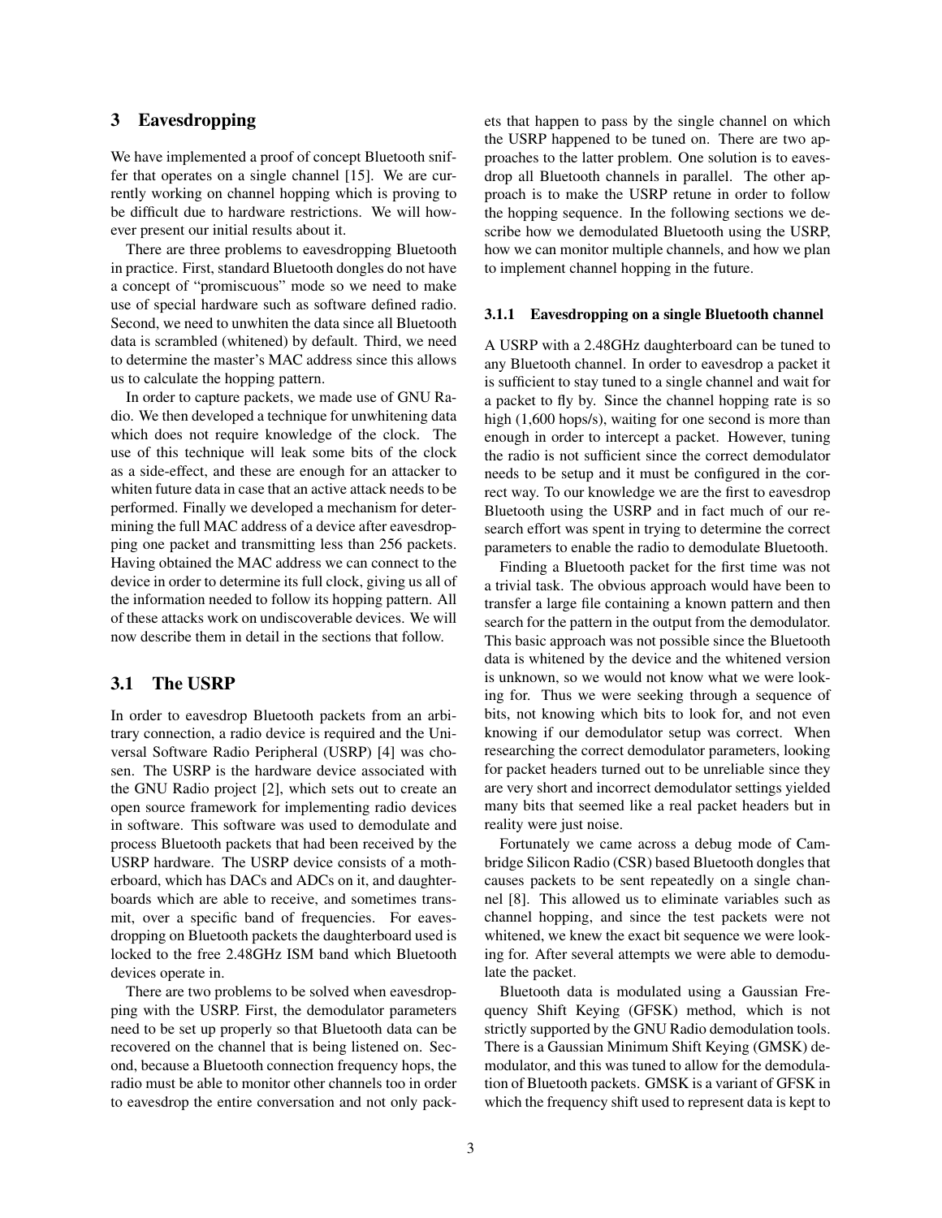## 3 Eavesdropping

We have implemented a proof of concept Bluetooth sniffer that operates on a single channel [15]. We are currently working on channel hopping which is proving to be difficult due to hardware restrictions. We will however present our initial results about it.

There are three problems to eavesdropping Bluetooth in practice. First, standard Bluetooth dongles do not have a concept of "promiscuous" mode so we need to make use of special hardware such as software defined radio. Second, we need to unwhiten the data since all Bluetooth data is scrambled (whitened) by default. Third, we need to determine the master's MAC address since this allows us to calculate the hopping pattern.

In order to capture packets, we made use of GNU Radio. We then developed a technique for unwhitening data which does not require knowledge of the clock. The use of this technique will leak some bits of the clock as a side-effect, and these are enough for an attacker to whiten future data in case that an active attack needs to be performed. Finally we developed a mechanism for determining the full MAC address of a device after eavesdropping one packet and transmitting less than 256 packets. Having obtained the MAC address we can connect to the device in order to determine its full clock, giving us all of the information needed to follow its hopping pattern. All of these attacks work on undiscoverable devices. We will now describe them in detail in the sections that follow.

### 3.1 The USRP

In order to eavesdrop Bluetooth packets from an arbitrary connection, a radio device is required and the Universal Software Radio Peripheral (USRP) [4] was chosen. The USRP is the hardware device associated with the GNU Radio project [2], which sets out to create an open source framework for implementing radio devices in software. This software was used to demodulate and process Bluetooth packets that had been received by the USRP hardware. The USRP device consists of a motherboard, which has DACs and ADCs on it, and daughterboards which are able to receive, and sometimes transmit, over a specific band of frequencies. For eavesdropping on Bluetooth packets the daughterboard used is locked to the free 2.48GHz ISM band which Bluetooth devices operate in.

There are two problems to be solved when eavesdropping with the USRP. First, the demodulator parameters need to be set up properly so that Bluetooth data can be recovered on the channel that is being listened on. Second, because a Bluetooth connection frequency hops, the radio must be able to monitor other channels too in order to eavesdrop the entire conversation and not only packets that happen to pass by the single channel on which the USRP happened to be tuned on. There are two approaches to the latter problem. One solution is to eavesdrop all Bluetooth channels in parallel. The other approach is to make the USRP retune in order to follow the hopping sequence. In the following sections we describe how we demodulated Bluetooth using the USRP, how we can monitor multiple channels, and how we plan to implement channel hopping in the future.

#### 3.1.1 Eavesdropping on a single Bluetooth channel

A USRP with a 2.48GHz daughterboard can be tuned to any Bluetooth channel. In order to eavesdrop a packet it is sufficient to stay tuned to a single channel and wait for a packet to fly by. Since the channel hopping rate is so high (1,600 hops/s), waiting for one second is more than enough in order to intercept a packet. However, tuning the radio is not sufficient since the correct demodulator needs to be setup and it must be configured in the correct way. To our knowledge we are the first to eavesdrop Bluetooth using the USRP and in fact much of our research effort was spent in trying to determine the correct parameters to enable the radio to demodulate Bluetooth.

Finding a Bluetooth packet for the first time was not a trivial task. The obvious approach would have been to transfer a large file containing a known pattern and then search for the pattern in the output from the demodulator. This basic approach was not possible since the Bluetooth data is whitened by the device and the whitened version is unknown, so we would not know what we were looking for. Thus we were seeking through a sequence of bits, not knowing which bits to look for, and not even knowing if our demodulator setup was correct. When researching the correct demodulator parameters, looking for packet headers turned out to be unreliable since they are very short and incorrect demodulator settings yielded many bits that seemed like a real packet headers but in reality were just noise.

Fortunately we came across a debug mode of Cambridge Silicon Radio (CSR) based Bluetooth dongles that causes packets to be sent repeatedly on a single channel [8]. This allowed us to eliminate variables such as channel hopping, and since the test packets were not whitened, we knew the exact bit sequence we were looking for. After several attempts we were able to demodulate the packet.

Bluetooth data is modulated using a Gaussian Frequency Shift Keying (GFSK) method, which is not strictly supported by the GNU Radio demodulation tools. There is a Gaussian Minimum Shift Keying (GMSK) demodulator, and this was tuned to allow for the demodulation of Bluetooth packets. GMSK is a variant of GFSK in which the frequency shift used to represent data is kept to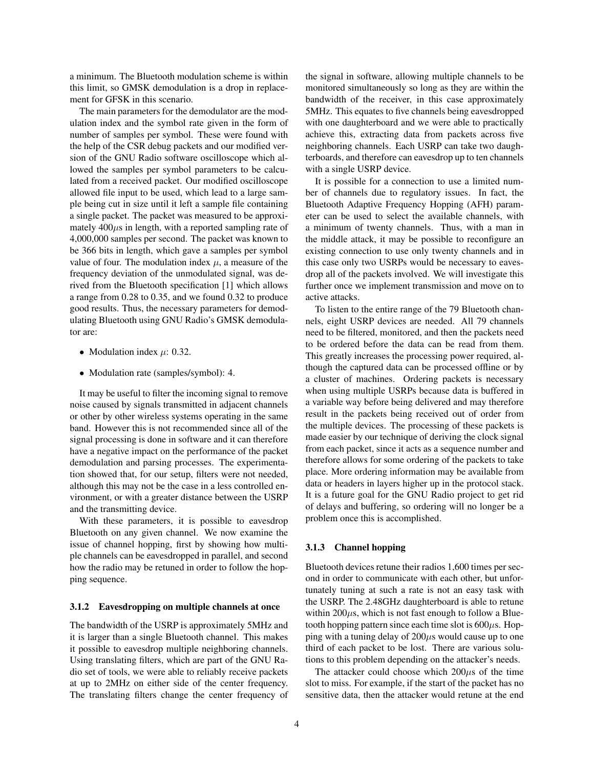a minimum. The Bluetooth modulation scheme is within this limit, so GMSK demodulation is a drop in replacement for GFSK in this scenario.

The main parameters for the demodulator are the modulation index and the symbol rate given in the form of number of samples per symbol. These were found with the help of the CSR debug packets and our modified version of the GNU Radio software oscilloscope which allowed the samples per symbol parameters to be calculated from a received packet. Our modified oscilloscope allowed file input to be used, which lead to a large sample being cut in size until it left a sample file containing a single packet. The packet was measured to be approximately 400$\mu$s in length, with a reported sampling rate of 4,000,000 samples per second. The packet was known to be 366 bits in length, which gave a samples per symbol value of four. The modulation index $\mu$, a measure of the frequency deviation of the unmodulated signal, was derived from the Bluetooth specification [1] which allows a range from 0.28 to 0.35, and we found 0.32 to produce good results. Thus, the necessary parameters for demodulating Bluetooth using GNU Radio's GMSK demodulator are:

- Modulation index $\mu$: 0.32.
- Modulation rate (samples/symbol): 4.

It may be useful to filter the incoming signal to remove noise caused by signals transmitted in adjacent channels or other by other wireless systems operating in the same band. However this is not recommended since all of the signal processing is done in software and it can therefore have a negative impact on the performance of the packet demodulation and parsing processes. The experimentation showed that, for our setup, filters were not needed, although this may not be the case in a less controlled environment, or with a greater distance between the USRP and the transmitting device.

With these parameters, it is possible to eavesdrop Bluetooth on any given channel. We now examine the issue of channel hopping, first by showing how multiple channels can be eavesdropped in parallel, and second how the radio may be retuned in order to follow the hopping sequence.

### 3.1.2 Eavesdropping on multiple channels at once

The bandwidth of the USRP is approximately 5MHz and it is larger than a single Bluetooth channel. This makes it possible to eavesdrop multiple neighboring channels. Using translating filters, which are part of the GNU Radio set of tools, we were able to reliably receive packets at up to 2MHz on either side of the center frequency. The translating filters change the center frequency of the signal in software, allowing multiple channels to be monitored simultaneously so long as they are within the bandwidth of the receiver, in this case approximately 5MHz. This equates to five channels being eavesdropped with one daughterboard and we were able to practically achieve this, extracting data from packets across five neighboring channels. Each USRP can take two daughterboards, and therefore can eavesdrop up to ten channels with a single USRP device.

It is possible for a connection to use a limited number of channels due to regulatory issues. In fact, the Bluetooth Adaptive Frequency Hopping (AFH) parameter can be used to select the available channels, with a minimum of twenty channels. Thus, with a man in the middle attack, it may be possible to reconfigure an existing connection to use only twenty channels and in this case only two USRPs would be necessary to eavesdrop all of the packets involved. We will investigate this further once we implement transmission and move on to active attacks.

To listen to the entire range of the 79 Bluetooth channels, eight USRP devices are needed. All 79 channels need to be filtered, monitored, and then the packets need to be ordered before the data can be read from them. This greatly increases the processing power required, although the captured data can be processed offline or by a cluster of machines. Ordering packets is necessary when using multiple USRPs because data is buffered in a variable way before being delivered and may therefore result in the packets being received out of order from the multiple devices. The processing of these packets is made easier by our technique of deriving the clock signal from each packet, since it acts as a sequence number and therefore allows for some ordering of the packets to take place. More ordering information may be available from data or headers in layers higher up in the protocol stack. It is a future goal for the GNU Radio project to get rid of delays and buffering, so ordering will no longer be a problem once this is accomplished.

### 3.1.3 Channel hopping

Bluetooth devices retune their radios 1,600 times per second in order to communicate with each other, but unfortunately tuning at such a rate is not an easy task with the USRP. The 2.48GHz daughterboard is able to retune within 200$\mu$s, which is not fast enough to follow a Bluetooth hopping pattern since each time slot is 600$\mu$s. Hopping with a tuning delay of 200$\mu$s would cause up to one third of each packet to be lost. There are various solutions to this problem depending on the attacker's needs.

The attacker could choose which 200$\mu$s of the time slot to miss. For example, if the start of the packet has no sensitive data, then the attacker would retune at the end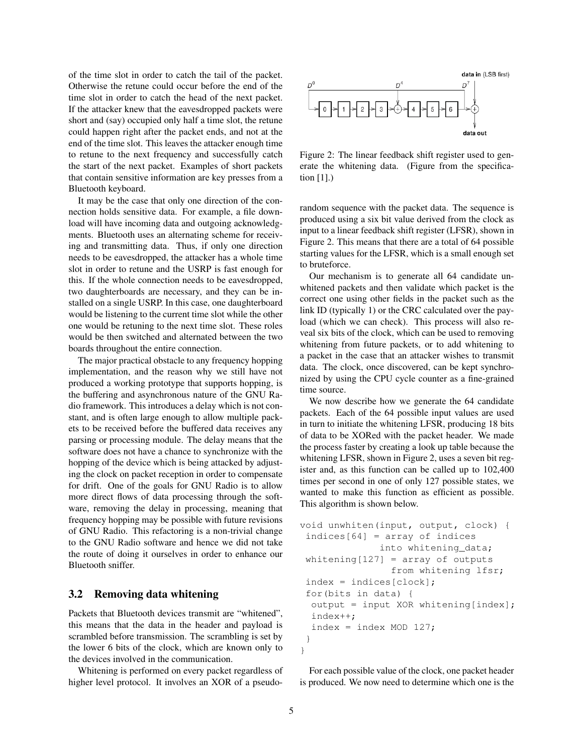of the time slot in order to catch the tail of the packet. Otherwise the retune could occur before the end of the time slot in order to catch the head of the next packet. If the attacker knew that the eavesdropped packets were short and (say) occupied only half a time slot, the retune could happen right after the packet ends, and not at the end of the time slot. This leaves the attacker enough time to retune to the next frequency and successfully catch the start of the next packet. Examples of short packets that contain sensitive information are key presses from a Bluetooth keyboard.

It may be the case that only one direction of the connection holds sensitive data. For example, a file download will have incoming data and outgoing acknowledgments. Bluetooth uses an alternating scheme for receiving and transmitting data. Thus, if only one direction needs to be eavesdropped, the attacker has a whole time slot in order to retune and the USRP is fast enough for this. If the whole connection needs to be eavesdropped, two daughterboards are necessary, and they can be installed on a single USRP. In this case, one daughterboard would be listening to the current time slot while the other one would be retuning to the next time slot. These roles would be then switched and alternated between the two boards throughout the entire connection.

The major practical obstacle to any frequency hopping implementation, and the reason why we still have not produced a working prototype that supports hopping, is the buffering and asynchronous nature of the GNU Radio framework. This introduces a delay which is not constant, and is often large enough to allow multiple packets to be received before the buffered data receives any parsing or processing module. The delay means that the software does not have a chance to synchronize with the hopping of the device which is being attacked by adjusting the clock on packet reception in order to compensate for drift. One of the goals for GNU Radio is to allow more direct flows of data processing through the software, removing the delay in processing, meaning that frequency hopping may be possible with future revisions of GNU Radio. This refactoring is a non-trivial change to the GNU Radio software and hence we did not take the route of doing it ourselves in order to enhance our Bluetooth sniffer.

### 3.2 Removing data whitening

Packets that Bluetooth devices transmit are "whitened", this means that the data in the header and payload is scrambled before transmission. The scrambling is set by the lower 6 bits of the clock, which are known only to the devices involved in the communication.

Whitening is performed on every packet regardless of higher level protocol. It involves an XOR of a pseudo-random sequence with the packet data. The sequence is produced using a six bit value derived from the clock as input to a linear feedback shift register (LFSR), shown in Figure 2. This means that there are a total of 64 possible starting values for the LFSR, which is a small enough set to bruteforce.

Figure 2: The linear feedback shift register used to generate the whitening data. (Figure from the specification [1].)

Our mechanism is to generate all 64 candidate unwhitened packets and then validate which packet is the correct one using other fields in the packet such as the link ID (typically 1) or the CRC calculated over the payload (which we can check). This process will also reveal six bits of the clock, which can be used to removing whitening from future packets, or to add whitening to a packet in the case that an attacker wishes to transmit data. The clock, once discovered, can be kept synchronized by using the CPU cycle counter as a fine-grained time source.

We now describe how we generate the 64 candidate packets. Each of the 64 possible input values are used in turn to initiate the whitening LFSR, producing 18 bits of data to be XORed with the packet header. We made the process faster by creating a look up table because the whitening LFSR, shown in Figure 2, uses a seven bit register and, as this function can be called up to 102,400 times per second in one of only 127 possible states, we wanted to make this function as efficient as possible. This algorithm is shown below.

```
void unwhiten(input, output, clock) {
 indices[64] = array of indices
             into whitening_data;
 whitening[127] = array of outputs
               from whitening lfsr;
 index = indices[clock];
 for(bits in data) {
  output = input XOR whitening[index];
  index++;
  index = index MOD 127;
 }
}
```

For each possible value of the clock, one packet header is produced. We now need to determine which one is the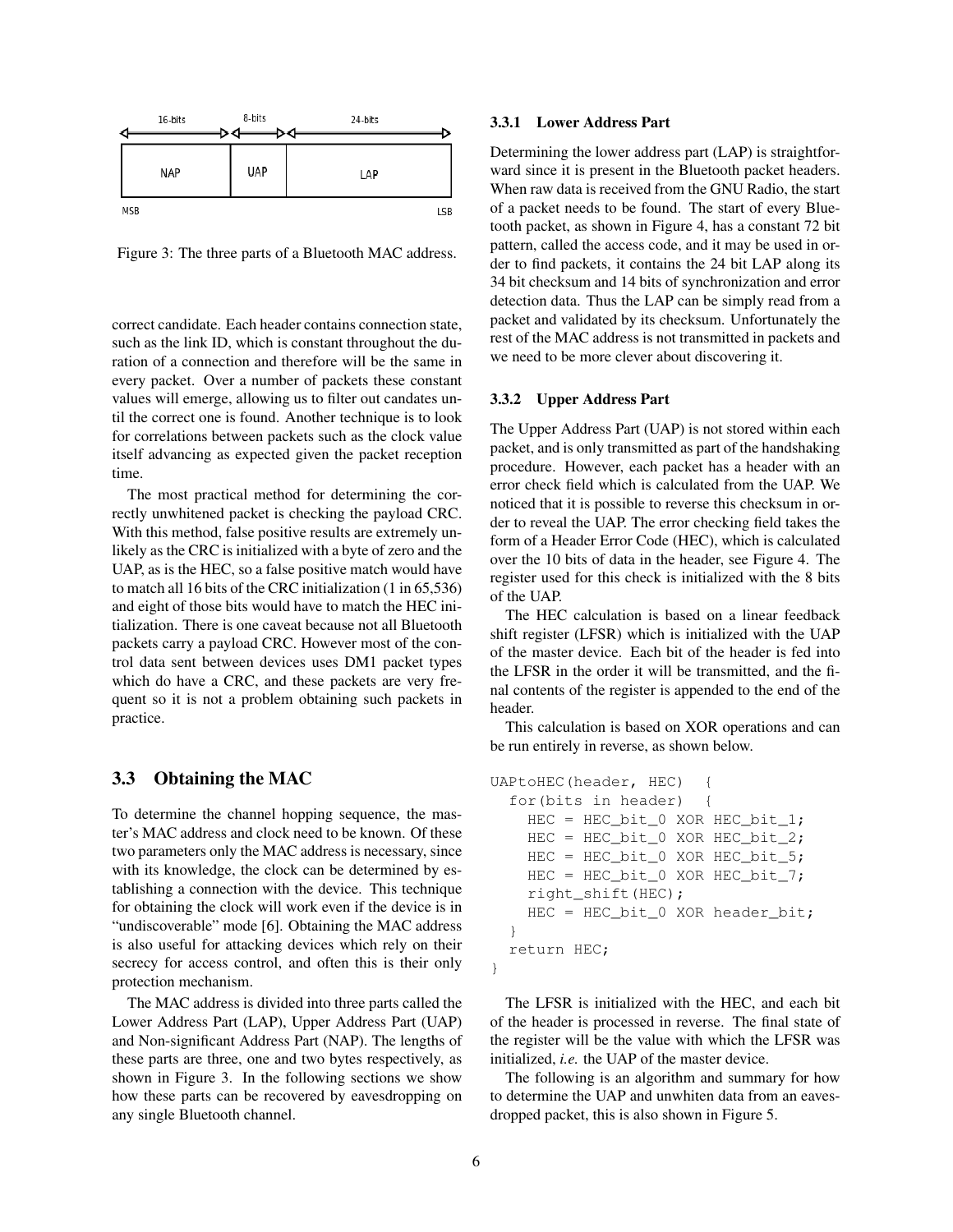Figure 3: The three parts of a Bluetooth MAC address.

correct candidate. Each header contains connection state, such as the link ID, which is constant throughout the duration of a connection and therefore will be the same in every packet. Over a number of packets these constant values will emerge, allowing us to filter out candates until the correct one is found. Another technique is to look for correlations between packets such as the clock value itself advancing as expected given the packet reception time.

The most practical method for determining the correctly unwhitened packet is checking the payload CRC. With this method, false positive results are extremely unlikely as the CRC is initialized with a byte of zero and the UAP, as is the HEC, so a false positive match would have to match all 16 bits of the CRC initialization (1 in 65,536) and eight of those bits would have to match the HEC initialization. There is one caveat because not all Bluetooth packets carry a payload CRC. However most of the control data sent between devices uses DM1 packet types which do have a CRC, and these packets are very frequent so it is not a problem obtaining such packets in practice.

## 3.3 Obtaining the MAC

To determine the channel hopping sequence, the master's MAC address and clock need to be known. Of these two parameters only the MAC address is necessary, since with its knowledge, the clock can be determined by establishing a connection with the device. This technique for obtaining the clock will work even if the device is in "undiscoverable" mode [6]. Obtaining the MAC address is also useful for attacking devices which rely on their secrecy for access control, and often this is their only protection mechanism.

The MAC address is divided into three parts called the Lower Address Part (LAP), Upper Address Part (UAP) and Non-significant Address Part (NAP). The lengths of these parts are three, one and two bytes respectively, as shown in Figure 3. In the following sections we show how these parts can be recovered by eavesdropping on any single Bluetooth channel.

### 3.3.1 Lower Address Part

Determining the lower address part (LAP) is straightforward since it is present in the Bluetooth packet headers. When raw data is received from the GNU Radio, the start of a packet needs to be found. The start of every Bluetooth packet, as shown in Figure 4, has a constant 72 bit pattern, called the access code, and it may be used in order to find packets, it contains the 24 bit LAP along its 34 bit checksum and 14 bits of synchronization and error detection data. Thus the LAP can be simply read from a packet and validated by its checksum. Unfortunately the rest of the MAC address is not transmitted in packets and we need to be more clever about discovering it.

### 3.3.2 Upper Address Part

The Upper Address Part (UAP) is not stored within each packet, and is only transmitted as part of the handshaking procedure. However, each packet has a header with an error check field which is calculated from the UAP. We noticed that it is possible to reverse this checksum in order to reveal the UAP. The error checking field takes the form of a Header Error Code (HEC), which is calculated over the 10 bits of data in the header, see Figure 4. The register used for this check is initialized with the 8 bits of the UAP.

The HEC calculation is based on a linear feedback shift register (LFSR) which is initialized with the UAP of the master device. Each bit of the header is fed into the LFSR in the order it will be transmitted, and the final contents of the register is appended to the end of the header.

This calculation is based on XOR operations and can be run entirely in reverse, as shown below.

```
UAPtoHEC(header, HEC) {
  for(bits in header) {
    HEC = HEC_bit_0 XOR HEC_bit_1;
    HEC = HEC_bit_0 XOR HEC_bit_2;
    HEC = HEC_bit_0 XOR HEC_bit_5;
    HEC = HEC_bit_0 XOR HEC_bit_7;
    right_shift(HEC);
    HEC = HEC_bit_0 XOR header_bit;
  }
  return HEC;
}
```

The LFSR is initialized with the HEC, and each bit of the header is processed in reverse. The final state of the register will be the value with which the LFSR was initialized, *i.e.* the UAP of the master device.

The following is an algorithm and summary for how to determine the UAP and unwhiten data from an eavesdropped packet, this is also shown in Figure 5.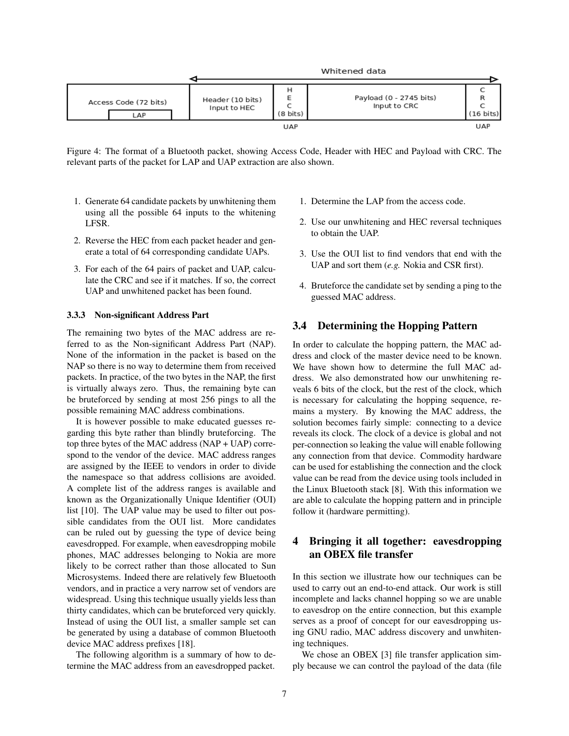Figure 4: The format of a Bluetooth packet, showing Access Code, Header with HEC and Payload with CRC. The relevant parts of the packet for LAP and UAP extraction are also shown.

1. Generate 64 candidate packets by unwhitening them using all the possible 64 inputs to the whitening LFSR.
2. Reverse the HEC from each packet header and generate a total of 64 corresponding candidate UAPs.
3. For each of the 64 pairs of packet and UAP, calculate the CRC and see if it matches. If so, the correct UAP and unwhitened packet has been found.

#### 3.3.3 Non-significant Address Part

The remaining two bytes of the MAC address are referred to as the Non-significant Address Part (NAP). None of the information in the packet is based on the NAP so there is no way to determine them from received packets. In practice, of the two bytes in the NAP, the first is virtually always zero. Thus, the remaining byte can be bruteforced by sending at most 256 pings to all the possible remaining MAC address combinations.

It is however possible to make educated guesses regarding this byte rather than blindly bruteforcing. The top three bytes of the MAC address (NAP + UAP) correspond to the vendor of the device. MAC address ranges are assigned by the IEEE to vendors in order to divide the namespace so that address collisions are avoided. A complete list of the address ranges is available and known as the Organizationally Unique Identifier (OUI) list [10]. The UAP value may be used to filter out possible candidates from the OUI list. More candidates can be ruled out by guessing the type of device being eavesdropped. For example, when eavesdropping mobile phones, MAC addresses belonging to Nokia are more likely to be correct rather than those allocated to Sun Microsystems. Indeed there are relatively few Bluetooth vendors, and in practice a very narrow set of vendors are widespread. Using this technique usually yields less than thirty candidates, which can be bruteforced very quickly. Instead of using the OUI list, a smaller sample set can be generated by using a database of common Bluetooth device MAC address prefixes [18].

The following algorithm is a summary of how to determine the MAC address from an eavesdropped packet.

1. Determine the LAP from the access code.
2. Use our unwhitening and HEC reversal techniques to obtain the UAP.
3. Use the OUI list to find vendors that end with the UAP and sort them (*e.g.* Nokia and CSR first).
4. Bruteforce the candidate set by sending a ping to the guessed MAC address.

### 3.4 Determining the Hopping Pattern

In order to calculate the hopping pattern, the MAC address and clock of the master device need to be known. We have shown how to determine the full MAC address. We also demonstrated how our unwhitening reveals 6 bits of the clock, but the rest of the clock, which is necessary for calculating the hopping sequence, remains a mystery. By knowing the MAC address, the solution becomes fairly simple: connecting to a device reveals its clock. The clock of a device is global and not per-connection so leaking the value will enable following any connection from that device. Commodity hardware can be used for establishing the connection and the clock value can be read from the device using tools included in the Linux Bluetooth stack [8]. With this information we are able to calculate the hopping pattern and in principle follow it (hardware permitting).

## 4 Bringing it all together: eavesdropping an OBEX file transfer

In this section we illustrate how our techniques can be used to carry out an end-to-end attack. Our work is still incomplete and lacks channel hopping so we are unable to eavesdrop on the entire connection, but this example serves as a proof of concept for our eavesdropping using GNU radio, MAC address discovery and unwhitening techniques.

We chose an OBEX [3] file transfer application simply because we can control the payload of the data (file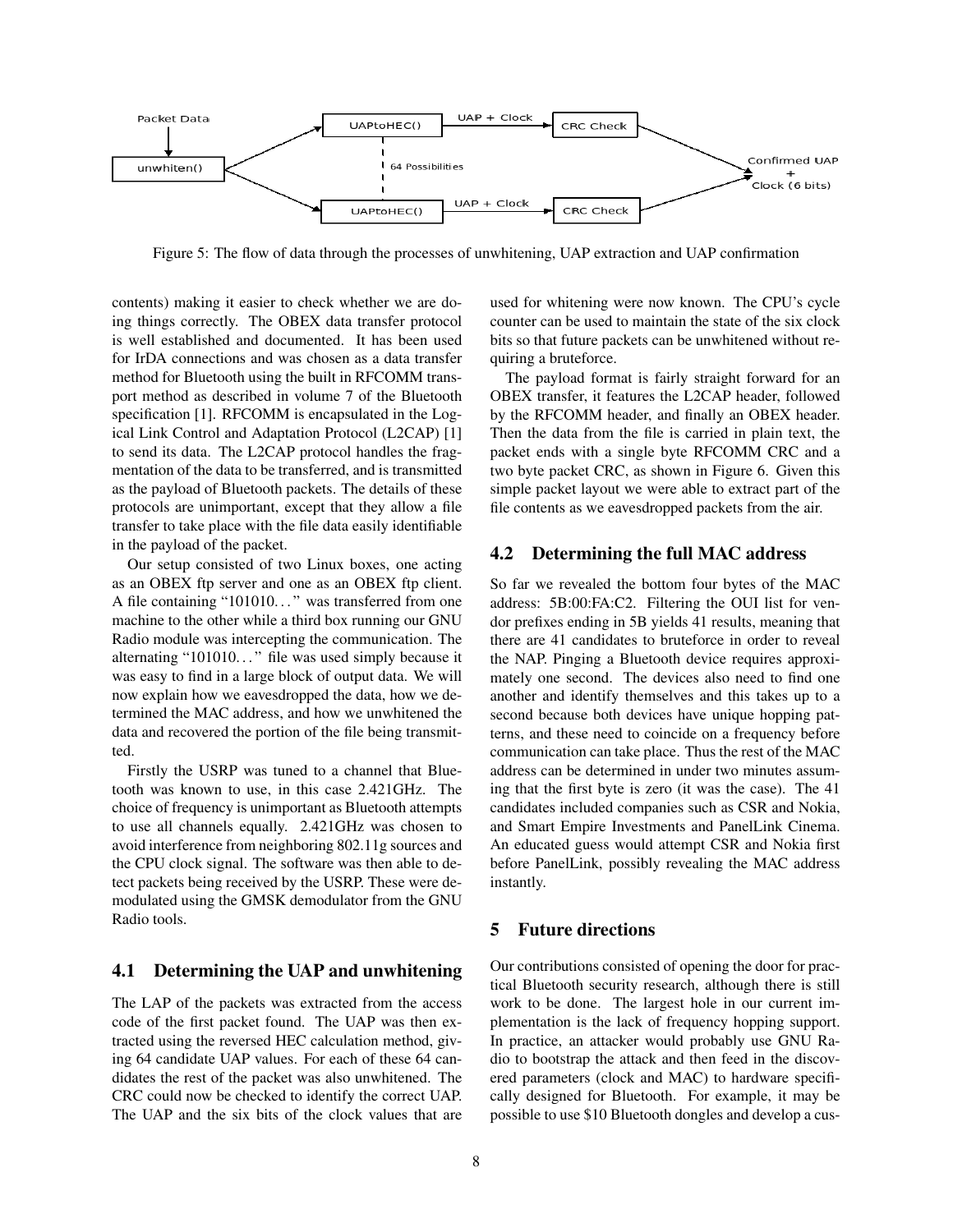Figure 5: The flow of data through the processes of unwhitening, UAP extraction and UAP confirmation

contents) making it easier to check whether we are doing things correctly. The OBEX data transfer protocol is well established and documented. It has been used for IrDA connections and was chosen as a data transfer method for Bluetooth using the built in RFCOMM transport method as described in volume 7 of the Bluetooth specification [1]. RFCOMM is encapsulated in the Logical Link Control and Adaptation Protocol (L2CAP) [1] to send its data. The L2CAP protocol handles the fragmentation of the data to be transferred, and is transmitted as the payload of Bluetooth packets. The details of these protocols are unimportant, except that they allow a file transfer to take place with the file data easily identifiable in the payload of the packet.

Our setup consisted of two Linux boxes, one acting as an OBEX ftp server and one as an OBEX ftp client. A file containing "101010..." was transferred from one machine to the other while a third box running our GNU Radio module was intercepting the communication. The alternating "101010..." file was used simply because it was easy to find in a large block of output data. We will now explain how we eavesdropped the data, how we determined the MAC address, and how we unwhitened the data and recovered the portion of the file being transmitted.

Firstly the USRP was tuned to a channel that Bluetooth was known to use, in this case 2.421GHz. The choice of frequency is unimportant as Bluetooth attempts to use all channels equally. 2.421GHz was chosen to avoid interference from neighboring 802.11g sources and the CPU clock signal. The software was then able to detect packets being received by the USRP. These were demodulated using the GMSK demodulator from the GNU Radio tools.

## 4.1 Determining the UAP and unwhitening

The LAP of the packets was extracted from the access code of the first packet found. The UAP was then extracted using the reversed HEC calculation method, giving 64 candidate UAP values. For each of these 64 candidates the rest of the packet was also unwhitened. The CRC could now be checked to identify the correct UAP. The UAP and the six bits of the clock values that are used for whitening were now known. The CPU's cycle counter can be used to maintain the state of the six clock bits so that future packets can be unwhitened without requiring a bruteforce.

The payload format is fairly straight forward for an OBEX transfer, it features the L2CAP header, followed by the RFCOMM header, and finally an OBEX header. Then the data from the file is carried in plain text, the packet ends with a single byte RFCOMM CRC and a two byte packet CRC, as shown in Figure 6. Given this simple packet layout we were able to extract part of the file contents as we eavesdropped packets from the air.

## 4.2 Determining the full MAC address

So far we revealed the bottom four bytes of the MAC address: 5B:00:FA:C2. Filtering the OUI list for vendor prefixes ending in 5B yields 41 results, meaning that there are 41 candidates to bruteforce in order to reveal the NAP. Pinging a Bluetooth device requires approximately one second. The devices also need to find one another and identify themselves and this takes up to a second because both devices have unique hopping patterns, and these need to coincide on a frequency before communication can take place. Thus the rest of the MAC address can be determined in under two minutes assuming that the first byte is zero (it was the case). The 41 candidates included companies such as CSR and Nokia, and Smart Empire Investments and PanelLink Cinema. An educated guess would attempt CSR and Nokia first before PanelLink, possibly revealing the MAC address instantly.

# 5 Future directions

Our contributions consisted of opening the door for practical Bluetooth security research, although there is still work to be done. The largest hole in our current implementation is the lack of frequency hopping support. In practice, an attacker would probably use GNU Radio to bootstrap the attack and then feed in the discovered parameters (clock and MAC) to hardware specifically designed for Bluetooth. For example, it may be possible to use \$10 Bluetooth dongles and develop a cus-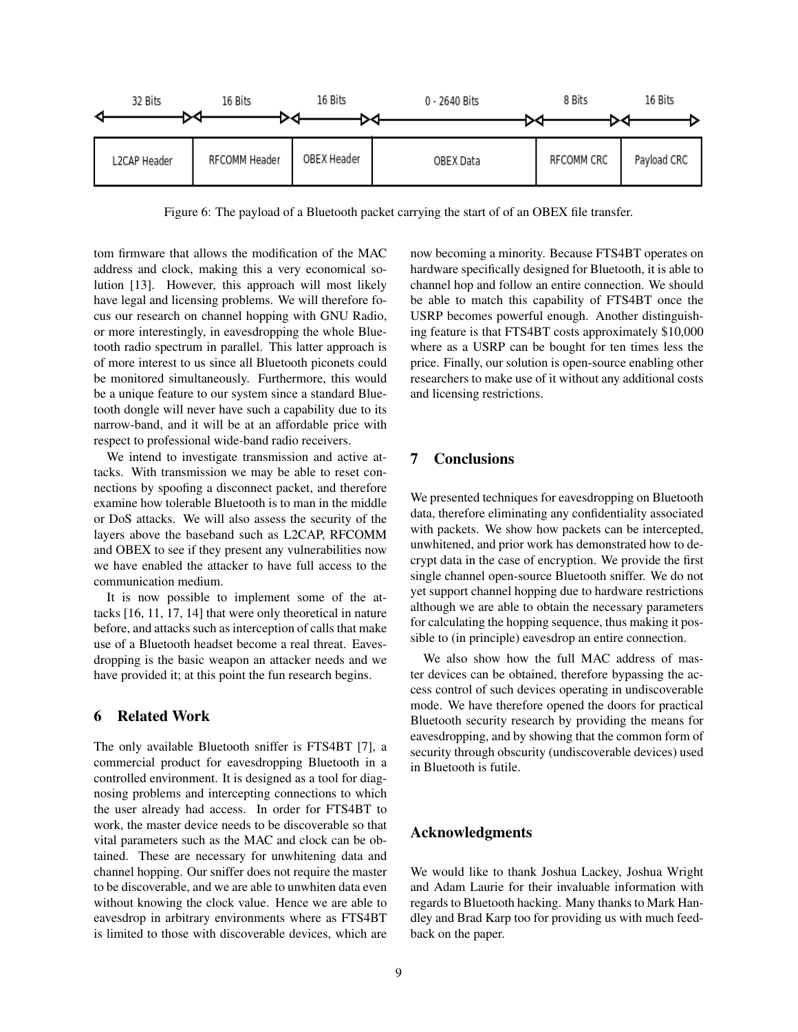| 32 Bits | 16 Bits | 16 Bits | 0 - 2640 Bits | 8 Bits | 16 Bits |
| --- | --- | --- | --- | --- | --- |
| L2CAP Header | RFCOMM Header | OBEX Header | OBEX Data | RFCOMM CRC | Payload CRC |

Figure 6: The payload of a Bluetooth packet carrying the start of of an OBEX file transfer.

tom firmware that allows the modification of the MAC address and clock, making this a very economical solution [13]. However, this approach will most likely have legal and licensing problems. We will therefore focus our research on channel hopping with GNU Radio, or more interestingly, in eavesdropping the whole Bluetooth radio spectrum in parallel. This latter approach is of more interest to us since all Bluetooth piconets could be monitored simultaneously. Furthermore, this would be a unique feature to our system since a standard Bluetooth dongle will never have such a capability due to its narrow-band, and it will be at an affordable price with respect to professional wide-band radio receivers.

We intend to investigate transmission and active attacks. With transmission we may be able to reset connections by spoofing a disconnect packet, and therefore examine how tolerable Bluetooth is to man in the middle or DoS attacks. We will also assess the security of the layers above the baseband such as L2CAP, RFCOMM and OBEX to see if they present any vulnerabilities now we have enabled the attacker to have full access to the communication medium.

It is now possible to implement some of the attacks [16, 11, 17, 14] that were only theoretical in nature before, and attacks such as interception of calls that make use of a Bluetooth headset become a real threat. Eavesdropping is the basic weapon an attacker needs and we have provided it; at this point the fun research begins.

## 6 Related Work

The only available Bluetooth sniffer is FTS4BT [7], a commercial product for eavesdropping Bluetooth in a controlled environment. It is designed as a tool for diagnosing problems and intercepting connections to which the user already had access. In order for FTS4BT to work, the master device needs to be discoverable so that vital parameters such as the MAC and clock can be obtained. These are necessary for unwhitening data and channel hopping. Our sniffer does not require the master to be discoverable, and we are able to unwhiten data even without knowing the clock value. Hence we are able to eavesdrop in arbitrary environments where as FTS4BT is limited to those with discoverable devices, which are now becoming a minority. Because FTS4BT operates on hardware specifically designed for Bluetooth, it is able to channel hop and follow an entire connection. We should be able to match this capability of FTS4BT once the USRP becomes powerful enough. Another distinguishing feature is that FTS4BT costs approximately $10,000 where as a USRP can be bought for ten times less the price. Finally, our solution is open-source enabling other researchers to make use of it without any additional costs and licensing restrictions.

## 7 Conclusions

We presented techniques for eavesdropping on Bluetooth data, therefore eliminating any confidentiality associated with packets. We show how packets can be intercepted, unwhitened, and prior work has demonstrated how to decrypt data in the case of encryption. We provide the first single channel open-source Bluetooth sniffer. We do not yet support channel hopping due to hardware restrictions although we are able to obtain the necessary parameters for calculating the hopping sequence, thus making it possible to (in principle) eavesdrop an entire connection.

We also show how the full MAC address of master devices can be obtained, therefore bypassing the access control of such devices operating in undiscoverable mode. We have therefore opened the doors for practical Bluetooth security research by providing the means for eavesdropping, and by showing that the common form of security through obscurity (undiscoverable devices) used in Bluetooth is futile.

## Acknowledgments

We would like to thank Joshua Lackey, Joshua Wright and Adam Laurie for their invaluable information with regards to Bluetooth hacking. Many thanks to Mark Handley and Brad Karp too for providing us with much feedback on the paper.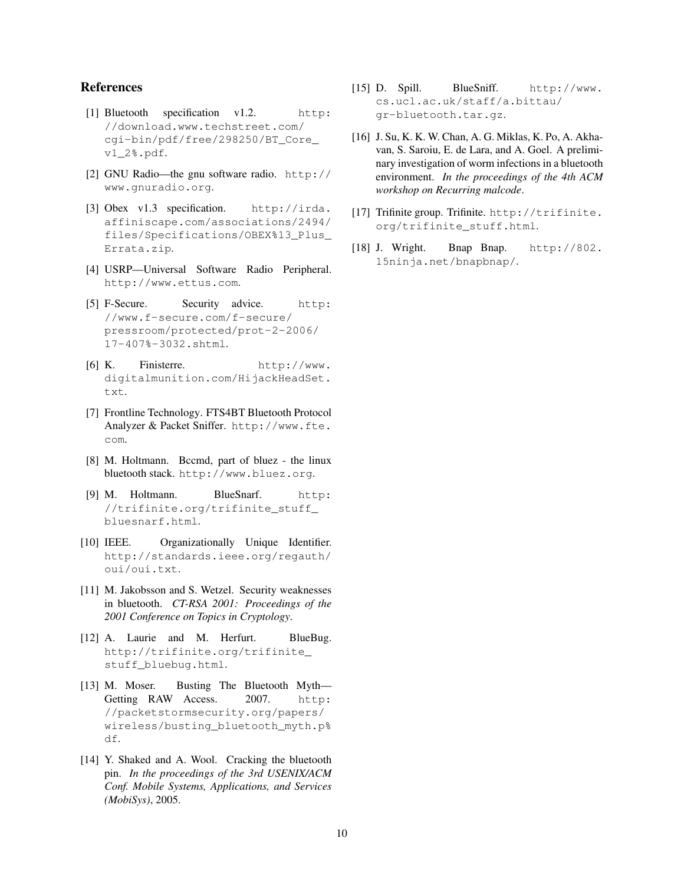## References

[1] Bluetooth specification v1.2. http://download.www.techstreet.com/cgi-bin/pdf/free/298250/BT_Core_v1_2%.pdf.

[2] GNU Radio—the gnu software radio. http://www.gnuradio.org.

[3] Obex v1.3 specification. http://irda.affiniscape.com/associations/2494/files/Specifications/OBEX%13_Plus_Errata.zip.

[4] USRP—Universal Software Radio Peripheral. http://www.ettus.com.

[5] F-Secure. Security advice. http://www.f-secure.com/f-secure/pressroom/protected/prot-2-2006/17-407%-3032.shtml.

[6] K. Finisterre. http://www.digitalmunition.com/HijackHeadSet.txt.

[7] Frontline Technology. FTS4BT Bluetooth Protocol Analyzer & Packet Sniffer. http://www.fte.com.

[8] M. Holtmann. Bccmd, part of bluez - the linux bluetooth stack. http://www.bluez.org.

[9] M. Holtmann. BlueSnarf. http://trifinite.org/trifinite_stuff_bluesnarf.html.

[10] IEEE. Organizationally Unique Identifier. http://standards.ieee.org/regauth/oui/oui.txt.

[11] M. Jakobsson and S. Wetzel. Security weaknesses in bluetooth. *CT-RSA 2001: Proceedings of the 2001 Conference on Topics in Cryptology*.

[12] A. Laurie and M. Herfurt. BlueBug. http://trifinite.org/trifinite_stuff_bluebug.html.

[13] M. Moser. Busting The Bluetooth Myth—Getting RAW Access. 2007. http://packetstormsecurity.org/papers/wireless/busting_bluetooth_myth.p%df.

[14] Y. Shaked and A. Wool. Cracking the bluetooth pin. *In the proceedings of the 3rd USENIX/ACM Conf. Mobile Systems, Applications, and Services (MobiSys)*, 2005.

[15] D. Spill. BlueSniff. http://www.cs.ucl.ac.uk/staff/a.bittau/gr-bluetooth.tar.gz.

[16] J. Su, K. K. W. Chan, A. G. Miklas, K. Po, A. Akhavan, S. Saroiu, E. de Lara, and A. Goel. A preliminary investigation of worm infections in a bluetooth environment. *In the proceedings of the 4th ACM workshop on Recurring malcode*.

[17] Trifinite group. Trifinite. http://trifinite.org/trifinite_stuff.html.

[18] J. Wright. Bnap Bnap. http://802.15ninja.net/bnapbnap/.